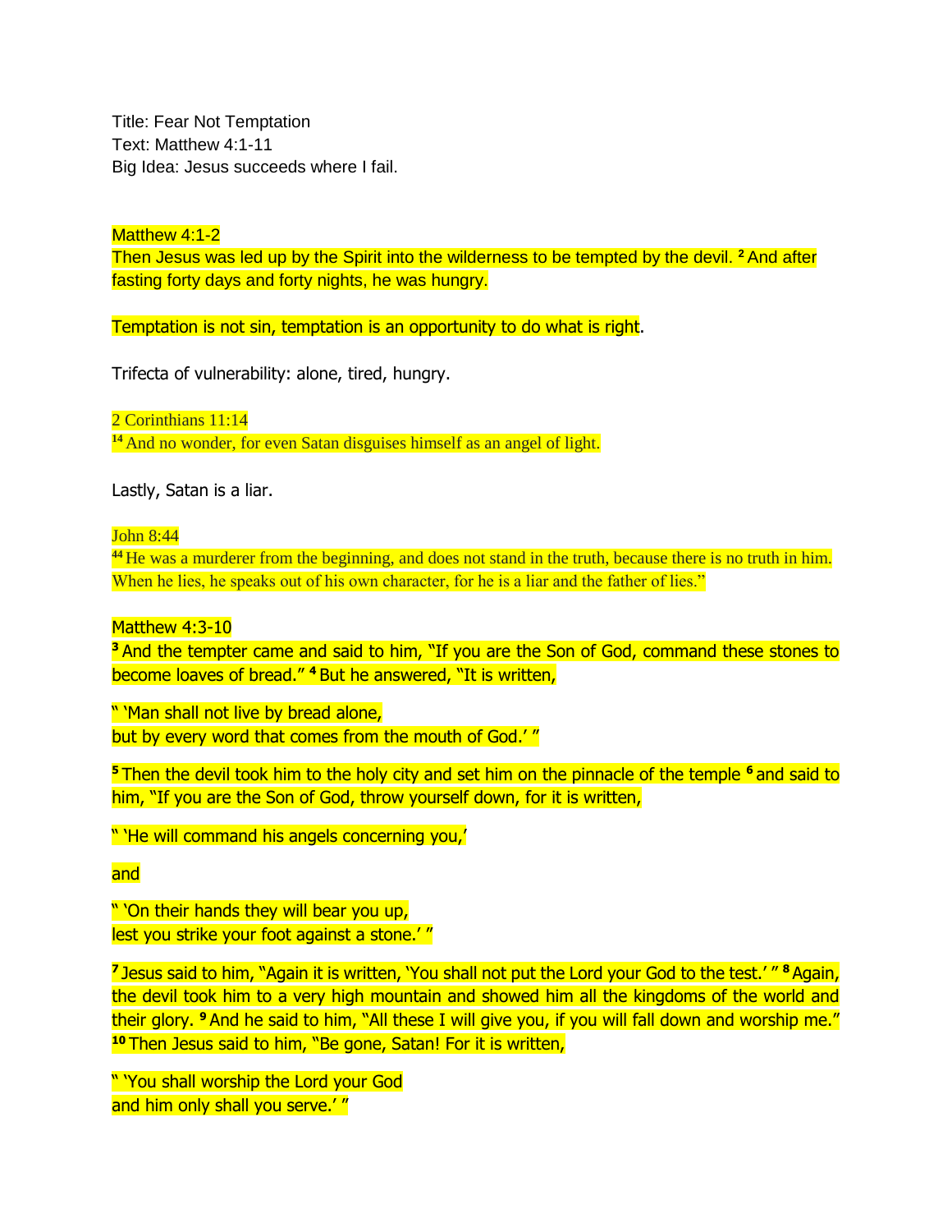Title: Fear Not Temptation
Text: Matthew 4:1-11
Big Idea: Jesus succeeds where I fail.

Matthew 4:1-2
Then Jesus was led up by the Spirit into the wilderness to be tempted by the devil. [2] And after fasting forty days and forty nights, he was hungry.

Temptation is not sin, temptation is an opportunity to do what is right.

Trifecta of vulnerability: alone, tired, hungry.

2 Corinthians 11:14
[14] And no wonder, for even Satan disguises himself as an angel of light.

Lastly, Satan is a liar.

John 8:44
[44] He was a murderer from the beginning, and does not stand in the truth, because there is no truth in him. When he lies, he speaks out of his own character, for he is a liar and the father of lies."

Matthew 4:3-10
[3] And the tempter came and said to him, "If you are the Son of God, command these stones to become loaves of bread." [4] But he answered, "It is written,

" 'Man shall not live by bread alone,
but by every word that comes from the mouth of God.' "

[5] Then the devil took him to the holy city and set him on the pinnacle of the temple [6] and said to him, "If you are the Son of God, throw yourself down, for it is written,

" 'He will command his angels concerning you,'

and

" 'On their hands they will bear you up,
lest you strike your foot against a stone.' "

[7] Jesus said to him, "Again it is written, 'You shall not put the Lord your God to the test.' " [8] Again, the devil took him to a very high mountain and showed him all the kingdoms of the world and their glory. [9] And he said to him, "All these I will give you, if you will fall down and worship me." [10] Then Jesus said to him, "Be gone, Satan! For it is written,

" 'You shall worship the Lord your God
and him only shall you serve.' "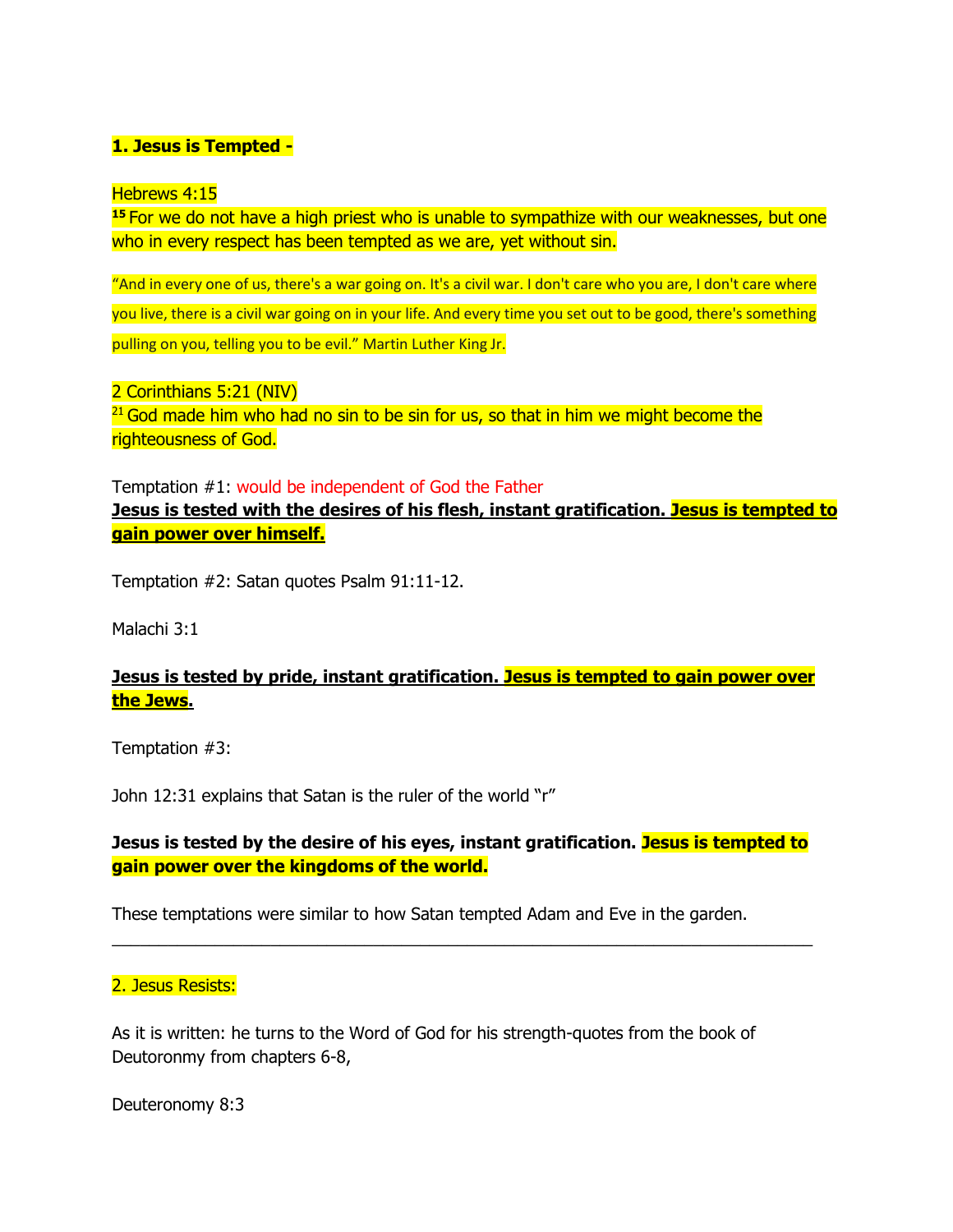**1. Jesus is Tempted -**

Hebrews 4:15
**15** For we do not have a high priest who is unable to sympathize with our weaknesses, but one who in every respect has been tempted as we are, yet without sin.

"And in every one of us, there's a war going on. It's a civil war. I don't care who you are, I don't care where you live, there is a civil war going on in your life. And every time you set out to be good, there's something pulling on you, telling you to be evil." Martin Luther King Jr.

2 Corinthians 5:21 (NIV)
[21] God made him who had no sin to be sin for us, so that in him we might become the righteousness of God.

Temptation #1: would be independent of God the Father
**Jesus is tested with the desires of his flesh, instant gratification. Jesus is tempted to gain power over himself.**

Temptation #2: Satan quotes Psalm 91:11-12.

Malachi 3:1

**Jesus is tested by pride, instant gratification. Jesus is tempted to gain power over the Jews.**

Temptation #3:

John 12:31 explains that Satan is the ruler of the world "r"

**Jesus is tested by the desire of his eyes, instant gratification. Jesus is tempted to gain power over the kingdoms of the world.**

These temptations were similar to how Satan tempted Adam and Eve in the garden.

---

2. Jesus Resists:

As it is written: he turns to the Word of God for his strength-quotes from the book of Deutoronmy from chapters 6-8,

Deuteronomy 8:3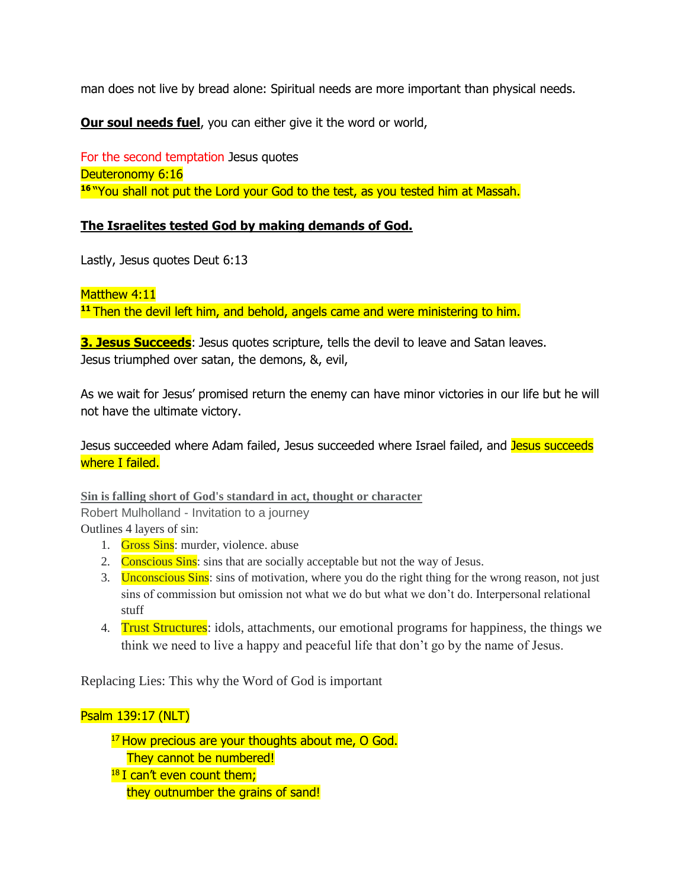man does not live by bread alone: Spiritual needs are more important than physical needs.

**Our soul needs fuel**, you can either give it the word or world,

For the second temptation Jesus quotes
Deuteronomy 6:16
[16] "You shall not put the Lord your God to the test, as you tested him at Massah.

**The Israelites tested God by making demands of God.**

Lastly, Jesus quotes Deut 6:13

Matthew 4:11
[11] Then the devil left him, and behold, angels came and were ministering to him.

**3. Jesus Succeeds**: Jesus quotes scripture, tells the devil to leave and Satan leaves.
Jesus triumphed over satan, the demons, &, evil,

As we wait for Jesus' promised return the enemy can have minor victories in our life but he will not have the ultimate victory.

Jesus succeeded where Adam failed, Jesus succeeded where Israel failed, and Jesus succeeds where I failed.

**Sin is falling short of God's standard in act, thought or character**
Robert Mulholland - Invitation to a journey
Outlines 4 layers of sin:

1. Gross Sins: murder, violence. abuse
2. Conscious Sins: sins that are socially acceptable but not the way of Jesus.
3. Unconscious Sins: sins of motivation, where you do the right thing for the wrong reason, not just sins of commission but omission not what we do but what we don't do. Interpersonal relational stuff
4. Trust Structures: idols, attachments, our emotional programs for happiness, the things we think we need to live a happy and peaceful life that don't go by the name of Jesus.

Replacing Lies: This why the Word of God is important

Psalm 139:17 (NLT)

> [17] How precious are your thoughts about me, O God.
> They cannot be numbered!
> [18] I can't even count them;
> they outnumber the grains of sand!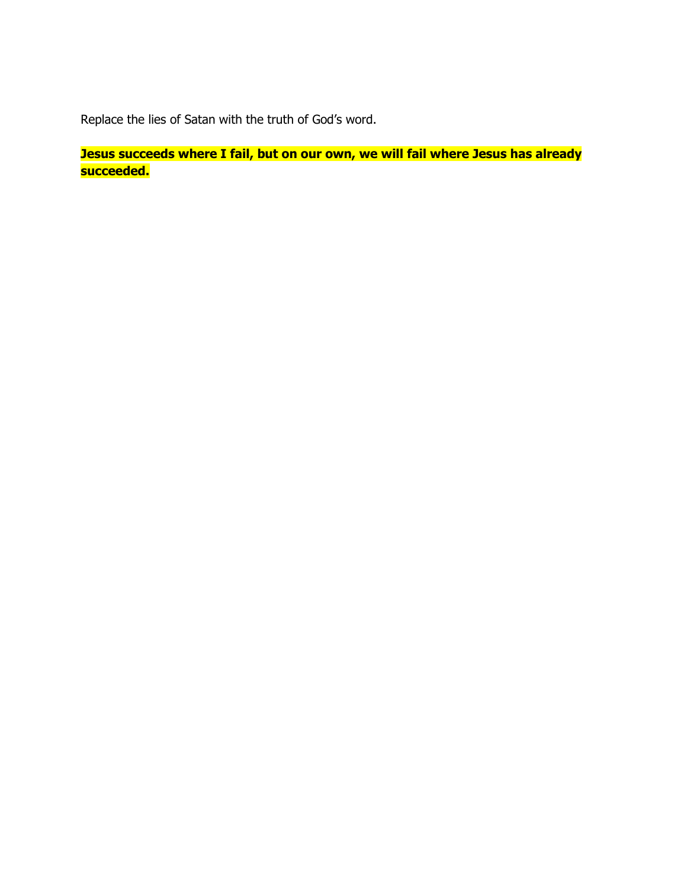Replace the lies of Satan with the truth of God's word.

**Jesus succeeds where I fail, but on our own, we will fail where Jesus has already succeeded.**